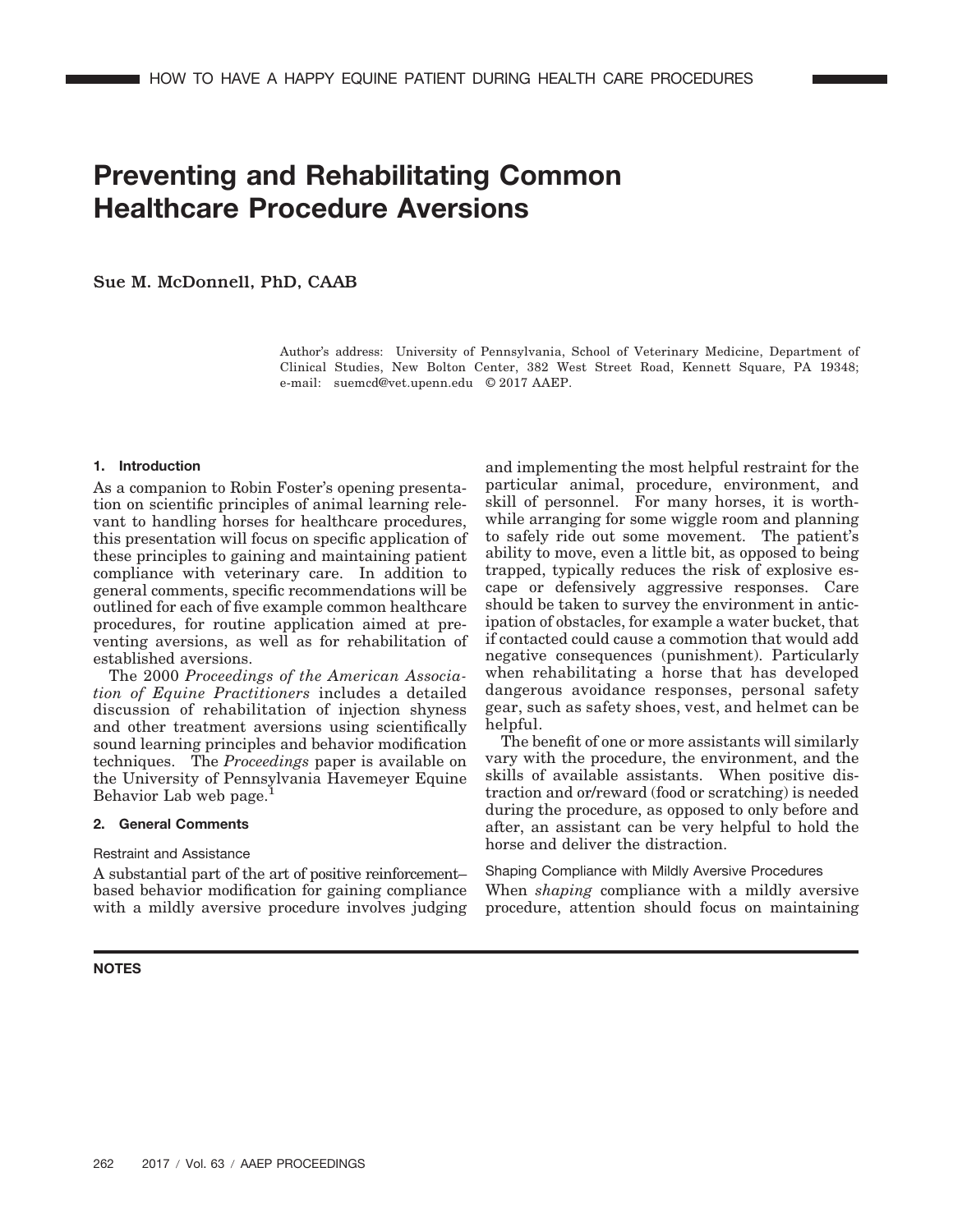# Preventing and Rehabilitating Common Healthcare Procedure Aversions

**Sue M. McDonnell, PhD, CAAB**

Author's address: University of Pennsylvania, School of Veterinary Medicine, Department of Clinical Studies, New Bolton Center, 382 West Street Road, Kennett Square, PA 19348; e-mail: suemcd@vet.upenn.edu © 2017 AAEP.

## 1. Introduction

As a companion to Robin Foster's opening presentation on scientific principles of animal learning relevant to handling horses for healthcare procedures, this presentation will focus on specific application of these principles to gaining and maintaining patient compliance with veterinary care. In addition to general comments, specific recommendations will be outlined for each of five example common healthcare procedures, for routine application aimed at preventing aversions, as well as for rehabilitation of established aversions.

The 2000 *Proceedings of the American Association of Equine Practitioners* includes a detailed discussion of rehabilitation of injection shyness and other treatment aversions using scientifically sound learning principles and behavior modification techniques. The *Proceedings* paper is available on the University of Pennsylvania Havemeyer Equine Behavior Lab web page.[1]

## 2. General Comments

### Restraint and Assistance

A substantial part of the art of positive reinforcement–based behavior modification for gaining compliance with a mildly aversive procedure involves judging and implementing the most helpful restraint for the particular animal, procedure, environment, and skill of personnel. For many horses, it is worthwhile arranging for some wiggle room and planning to safely ride out some movement. The patient's ability to move, even a little bit, as opposed to being trapped, typically reduces the risk of explosive escape or defensively aggressive responses. Care should be taken to survey the environment in anticipation of obstacles, for example a water bucket, that if contacted could cause a commotion that would add negative consequences (punishment). Particularly when rehabilitating a horse that has developed dangerous avoidance responses, personal safety gear, such as safety shoes, vest, and helmet can be helpful.

The benefit of one or more assistants will similarly vary with the procedure, the environment, and the skills of available assistants. When positive distraction and/or reward (food or scratching) is needed during the procedure, as opposed to only before and after, an assistant can be very helpful to hold the horse and deliver the distraction.

### Shaping Compliance with Mildly Aversive Procedures

When *shaping* compliance with a mildly aversive procedure, attention should focus on maintaining

**NOTES**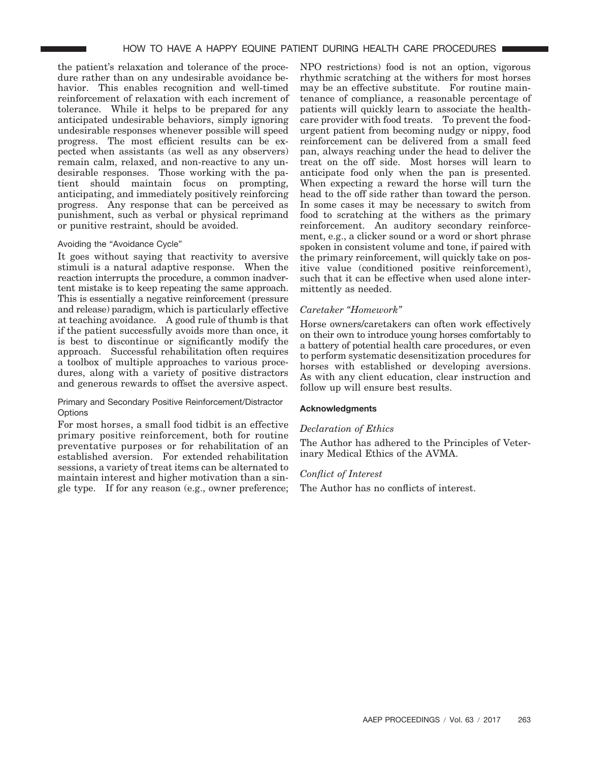the patient's relaxation and tolerance of the procedure rather than on any undesirable avoidance behavior. This enables recognition and well-timed reinforcement of relaxation with each increment of tolerance. While it helps to be prepared for any anticipated undesirable behaviors, simply ignoring undesirable responses whenever possible will speed progress. The most efficient results can be expected when assistants (as well as any observers) remain calm, relaxed, and non-reactive to any undesirable responses. Those working with the patient should maintain focus on prompting, anticipating, and immediately positively reinforcing progress. Any response that can be perceived as punishment, such as verbal or physical reprimand or punitive restraint, should be avoided.

### Avoiding the "Avoidance Cycle"

It goes without saying that reactivity to aversive stimuli is a natural adaptive response. When the reaction interrupts the procedure, a common inadvertent mistake is to keep repeating the same approach. This is essentially a negative reinforcement (pressure and release) paradigm, which is particularly effective at teaching avoidance. A good rule of thumb is that if the patient successfully avoids more than once, it is best to discontinue or significantly modify the approach. Successful rehabilitation often requires a toolbox of multiple approaches to various procedures, along with a variety of positive distractors and generous rewards to offset the aversive aspect.

### Primary and Secondary Positive Reinforcement/Distractor Options

For most horses, a small food tidbit is an effective primary positive reinforcement, both for routine preventative purposes or for rehabilitation of an established aversion. For extended rehabilitation sessions, a variety of treat items can be alternated to maintain interest and higher motivation than a single type. If for any reason (e.g., owner preference; NPO restrictions) food is not an option, vigorous rhythmic scratching at the withers for most horses may be an effective substitute. For routine maintenance of compliance, a reasonable percentage of patients will quickly learn to associate the healthcare provider with food treats. To prevent the food-urgent patient from becoming nudgy or nippy, food reinforcement can be delivered from a small feed pan, always reaching under the head to deliver the treat on the off side. Most horses will learn to anticipate food only when the pan is presented. When expecting a reward the horse will turn the head to the off side rather than toward the person. In some cases it may be necessary to switch from food to scratching at the withers as the primary reinforcement. An auditory secondary reinforcement, e.g., a clicker sound or a word or short phrase spoken in consistent volume and tone, if paired with the primary reinforcement, will quickly take on positive value (conditioned positive reinforcement), such that it can be effective when used alone intermittently as needed.

### *Caretaker "Homework"*

Horse owners/caretakers can often work effectively on their own to introduce young horses comfortably to a battery of potential health care procedures, or even to perform systematic desensitization procedures for horses with established or developing aversions. As with any client education, clear instruction and follow up will ensure best results.

## Acknowledgments

### *Declaration of Ethics*

The Author has adhered to the Principles of Veterinary Medical Ethics of the AVMA.

### *Conflict of Interest*

The Author has no conflicts of interest.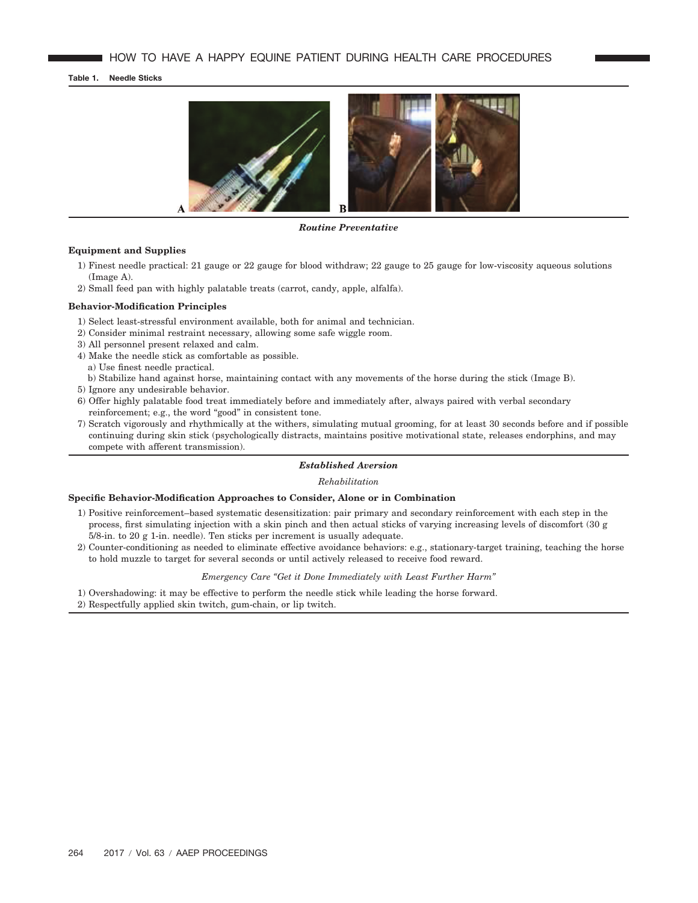**Table 1. Needle Sticks**

A B

***Routine Preventative***

**Equipment and Supplies**

1) Finest needle practical: 21 gauge or 22 gauge for blood withdraw; 22 gauge to 25 gauge for low-viscosity aqueous solutions (Image A).
2) Small feed pan with highly palatable treats (carrot, candy, apple, alfalfa).

**Behavior-Modification Principles**

1) Select least-stressful environment available, both for animal and technician.
2) Consider minimal restraint necessary, allowing some safe wiggle room.
3) All personnel present relaxed and calm.
4) Make the needle stick as comfortable as possible.
   a) Use finest needle practical.
   b) Stabilize hand against horse, maintaining contact with any movements of the horse during the stick (Image B).
5) Ignore any undesirable behavior.
6) Offer highly palatable food treat immediately before and immediately after, always paired with verbal secondary reinforcement; e.g., the word "good" in consistent tone.
7) Scratch vigorously and rhythmically at the withers, simulating mutual grooming, for at least 30 seconds before and if possible continuing during skin stick (psychologically distracts, maintains positive motivational state, releases endorphins, and may compete with afferent transmission).

***Established Aversion***

*Rehabilitation*

**Specific Behavior-Modification Approaches to Consider, Alone or in Combination**

1) Positive reinforcement–based systematic desensitization: pair primary and secondary reinforcement with each step in the process, first simulating injection with a skin pinch and then actual sticks of varying increasing levels of discomfort (30 g 5/8-in. to 20 g 1-in. needle). Ten sticks per increment is usually adequate.
2) Counter-conditioning as needed to eliminate effective avoidance behaviors: e.g., stationary-target training, teaching the horse to hold muzzle to target for several seconds or until actively released to receive food reward.

*Emergency Care "Get it Done Immediately with Least Further Harm"*

1) Overshadowing: it may be effective to perform the needle stick while leading the horse forward.
2) Respectfully applied skin twitch, gum-chain, or lip twitch.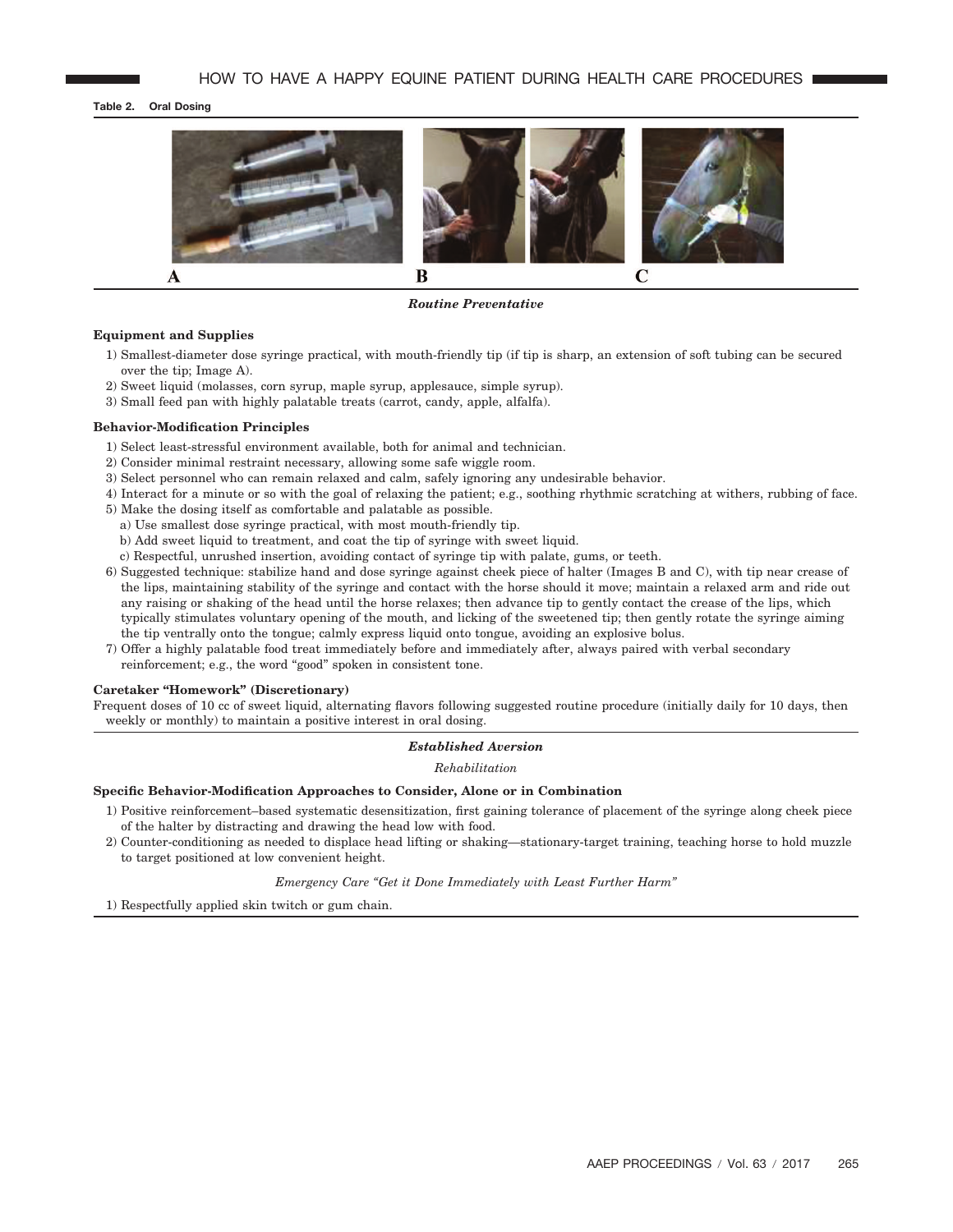**Table 2. Oral Dosing**

A B C

***Routine Preventative***

**Equipment and Supplies**

1) Smallest-diameter dose syringe practical, with mouth-friendly tip (if tip is sharp, an extension of soft tubing can be secured over the tip; Image A).
2) Sweet liquid (molasses, corn syrup, maple syrup, applesauce, simple syrup).
3) Small feed pan with highly palatable treats (carrot, candy, apple, alfalfa).

**Behavior-Modification Principles**

1) Select least-stressful environment available, both for animal and technician.
2) Consider minimal restraint necessary, allowing some safe wiggle room.
3) Select personnel who can remain relaxed and calm, safely ignoring any undesirable behavior.
4) Interact for a minute or so with the goal of relaxing the patient; e.g., soothing rhythmic scratching at withers, rubbing of face.
5) Make the dosing itself as comfortable and palatable as possible.
   a) Use smallest dose syringe practical, with most mouth-friendly tip.
   b) Add sweet liquid to treatment, and coat the tip of syringe with sweet liquid.
   c) Respectful, unrushed insertion, avoiding contact of syringe tip with palate, gums, or teeth.
6) Suggested technique: stabilize hand and dose syringe against cheek piece of halter (Images B and C), with tip near crease of the lips, maintaining stability of the syringe and contact with the horse should it move; maintain a relaxed arm and ride out any raising or shaking of the head until the horse relaxes; then advance tip to gently contact the crease of the lips, which typically stimulates voluntary opening of the mouth, and licking of the sweetened tip; then gently rotate the syringe aiming the tip ventrally onto the tongue; calmly express liquid onto tongue, avoiding an explosive bolus.
7) Offer a highly palatable food treat immediately before and immediately after, always paired with verbal secondary reinforcement; e.g., the word "good" spoken in consistent tone.

**Caretaker "Homework" (Discretionary)**

Frequent doses of 10 cc of sweet liquid, alternating flavors following suggested routine procedure (initially daily for 10 days, then weekly or monthly) to maintain a positive interest in oral dosing.

***Established Aversion***

*Rehabilitation*

**Specific Behavior-Modification Approaches to Consider, Alone or in Combination**

1) Positive reinforcement–based systematic desensitization, first gaining tolerance of placement of the syringe along cheek piece of the halter by distracting and drawing the head low with food.
2) Counter-conditioning as needed to displace head lifting or shaking—stationary-target training, teaching horse to hold muzzle to target positioned at low convenient height.

*Emergency Care "Get it Done Immediately with Least Further Harm"*

1) Respectfully applied skin twitch or gum chain.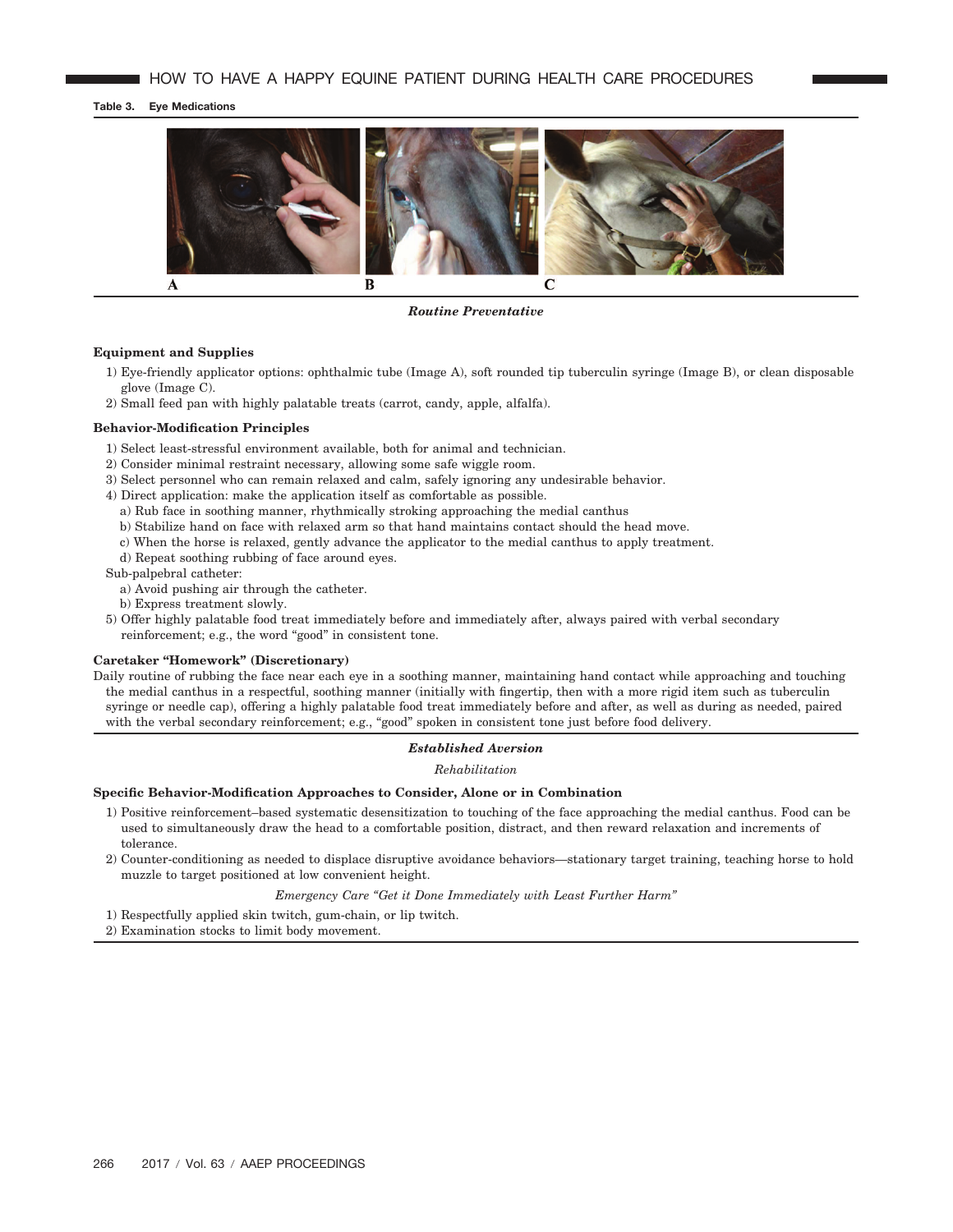**Table 3. Eye Medications**

A B C

***Routine Preventative***

**Equipment and Supplies**

1) Eye-friendly applicator options: ophthalmic tube (Image A), soft rounded tip tuberculin syringe (Image B), or clean disposable glove (Image C).
2) Small feed pan with highly palatable treats (carrot, candy, apple, alfalfa).

**Behavior-Modification Principles**

1) Select least-stressful environment available, both for animal and technician.
2) Consider minimal restraint necessary, allowing some safe wiggle room.
3) Select personnel who can remain relaxed and calm, safely ignoring any undesirable behavior.
4) Direct application: make the application itself as comfortable as possible.
   a) Rub face in soothing manner, rhythmically stroking approaching the medial canthus
   b) Stabilize hand on face with relaxed arm so that hand maintains contact should the head move.
   c) When the horse is relaxed, gently advance the applicator to the medial canthus to apply treatment.
   d) Repeat soothing rubbing of face around eyes.

   Sub-palpebral catheter:
   a) Avoid pushing air through the catheter.
   b) Express treatment slowly.
5) Offer highly palatable food treat immediately before and immediately after, always paired with verbal secondary reinforcement; e.g., the word "good" in consistent tone.

**Caretaker "Homework" (Discretionary)**

Daily routine of rubbing the face near each eye in a soothing manner, maintaining hand contact while approaching and touching the medial canthus in a respectful, soothing manner (initially with fingertip, then with a more rigid item such as tuberculin syringe or needle cap), offering a highly palatable food treat immediately before and after, as well as during as needed, paired with the verbal secondary reinforcement; e.g., "good" spoken in consistent tone just before food delivery.

***Established Aversion***

*Rehabilitation*

**Specific Behavior-Modification Approaches to Consider, Alone or in Combination**

1) Positive reinforcement–based systematic desensitization to touching of the face approaching the medial canthus. Food can be used to simultaneously draw the head to a comfortable position, distract, and then reward relaxation and increments of tolerance.
2) Counter-conditioning as needed to displace disruptive avoidance behaviors—stationary target training, teaching horse to hold muzzle to target positioned at low convenient height.

*Emergency Care "Get it Done Immediately with Least Further Harm"*

1) Respectfully applied skin twitch, gum-chain, or lip twitch.
2) Examination stocks to limit body movement.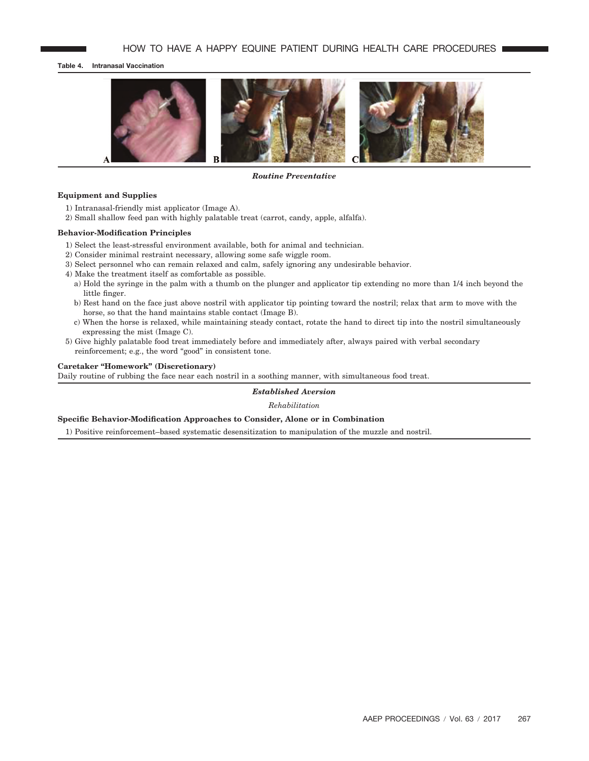**Table 4. Intranasal Vaccination**

A B C

***Routine Preventative***

**Equipment and Supplies**

1) Intranasal-friendly mist applicator (Image A).
2) Small shallow feed pan with highly palatable treat (carrot, candy, apple, alfalfa).

**Behavior-Modification Principles**

1) Select the least-stressful environment available, both for animal and technician.
2) Consider minimal restraint necessary, allowing some safe wiggle room.
3) Select personnel who can remain relaxed and calm, safely ignoring any undesirable behavior.
4) Make the treatment itself as comfortable as possible.
   a) Hold the syringe in the palm with a thumb on the plunger and applicator tip extending no more than 1/4 inch beyond the little finger.
   b) Rest hand on the face just above nostril with applicator tip pointing toward the nostril; relax that arm to move with the horse, so that the hand maintains stable contact (Image B).
   c) When the horse is relaxed, while maintaining steady contact, rotate the hand to direct tip into the nostril simultaneously expressing the mist (Image C).
5) Give highly palatable food treat immediately before and immediately after, always paired with verbal secondary reinforcement; e.g., the word "good" in consistent tone.

**Caretaker "Homework" (Discretionary)**

Daily routine of rubbing the face near each nostril in a soothing manner, with simultaneous food treat.

***Established Aversion***

*Rehabilitation*

**Specific Behavior-Modification Approaches to Consider, Alone or in Combination**

1) Positive reinforcement–based systematic desensitization to manipulation of the muzzle and nostril.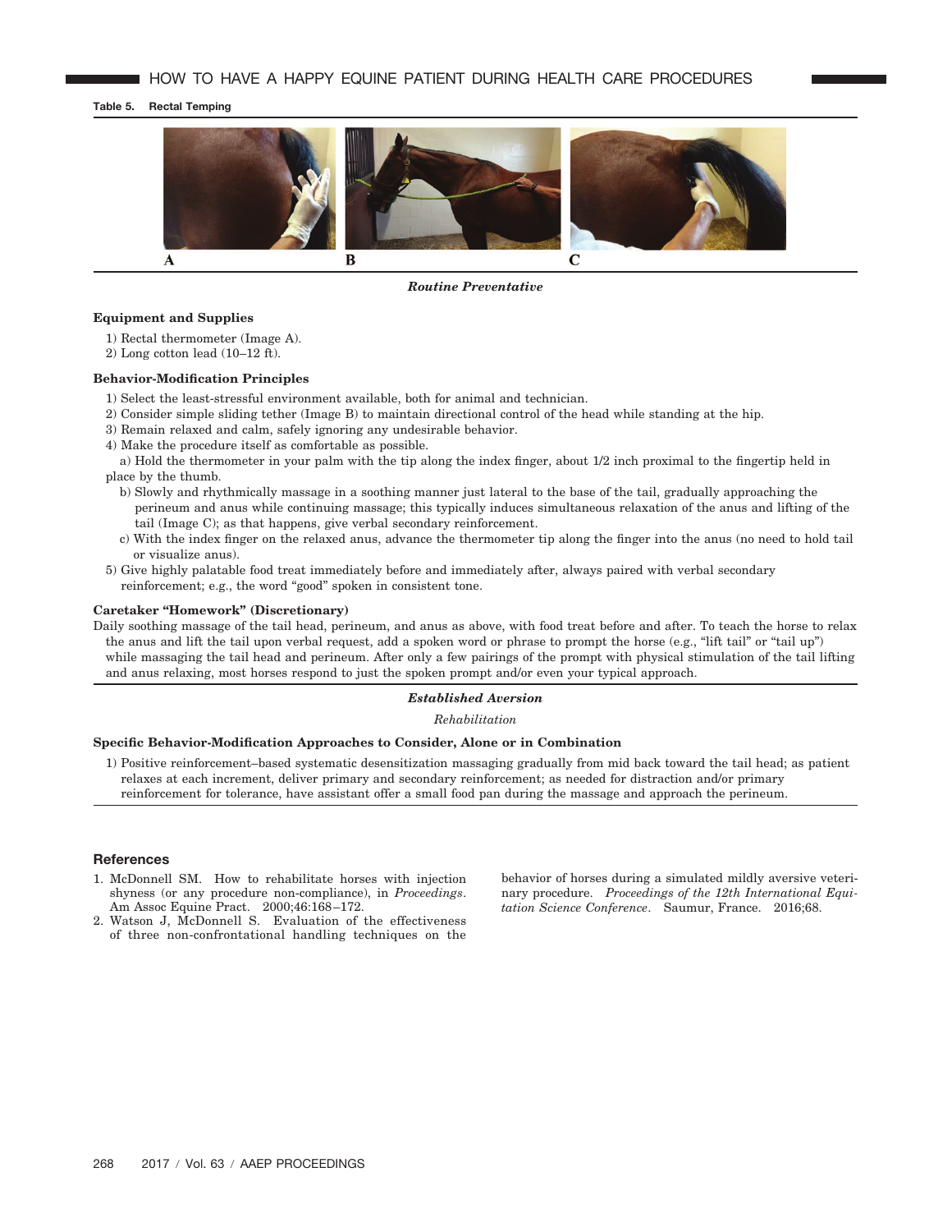**Table 5. Rectal Temping**

A B C

***Routine Preventative***

**Equipment and Supplies**

1) Rectal thermometer (Image A).
2) Long cotton lead (10–12 ft).

**Behavior-Modification Principles**

1) Select the least-stressful environment available, both for animal and technician.
2) Consider simple sliding tether (Image B) to maintain directional control of the head while standing at the hip.
3) Remain relaxed and calm, safely ignoring any undesirable behavior.
4) Make the procedure itself as comfortable as possible.
   a) Hold the thermometer in your palm with the tip along the index finger, about 1/2 inch proximal to the fingertip held in place by the thumb.
   b) Slowly and rhythmically massage in a soothing manner just lateral to the base of the tail, gradually approaching the perineum and anus while continuing massage; this typically induces simultaneous relaxation of the anus and lifting of the tail (Image C); as that happens, give verbal secondary reinforcement.
   c) With the index finger on the relaxed anus, advance the thermometer tip along the finger into the anus (no need to hold tail or visualize anus).
5) Give highly palatable food treat immediately before and immediately after, always paired with verbal secondary reinforcement; e.g., the word "good" spoken in consistent tone.

**Caretaker "Homework" (Discretionary)**

Daily soothing massage of the tail head, perineum, and anus as above, with food treat before and after. To teach the horse to relax the anus and lift the tail upon verbal request, add a spoken word or phrase to prompt the horse (e.g., "lift tail" or "tail up") while massaging the tail head and perineum. After only a few pairings of the prompt with physical stimulation of the tail lifting and anus relaxing, most horses respond to just the spoken prompt and/or even your typical approach.

***Established Aversion***

*Rehabilitation*

**Specific Behavior-Modification Approaches to Consider, Alone or in Combination**

1) Positive reinforcement–based systematic desensitization massaging gradually from mid back toward the tail head; as patient relaxes at each increment, deliver primary and secondary reinforcement; as needed for distraction and/or primary reinforcement for tolerance, have assistant offer a small food pan during the massage and approach the perineum.

## References

1. McDonnell SM. How to rehabilitate horses with injection shyness (or any procedure non-compliance), in *Proceedings*. Am Assoc Equine Pract. 2000;46:168–172.
2. Watson J, McDonnell S. Evaluation of the effectiveness of three non-confrontational handling techniques on the behavior of horses during a simulated mildly aversive veterinary procedure. *Proceedings of the 12th International Equitation Science Conference*. Saumur, France. 2016;68.